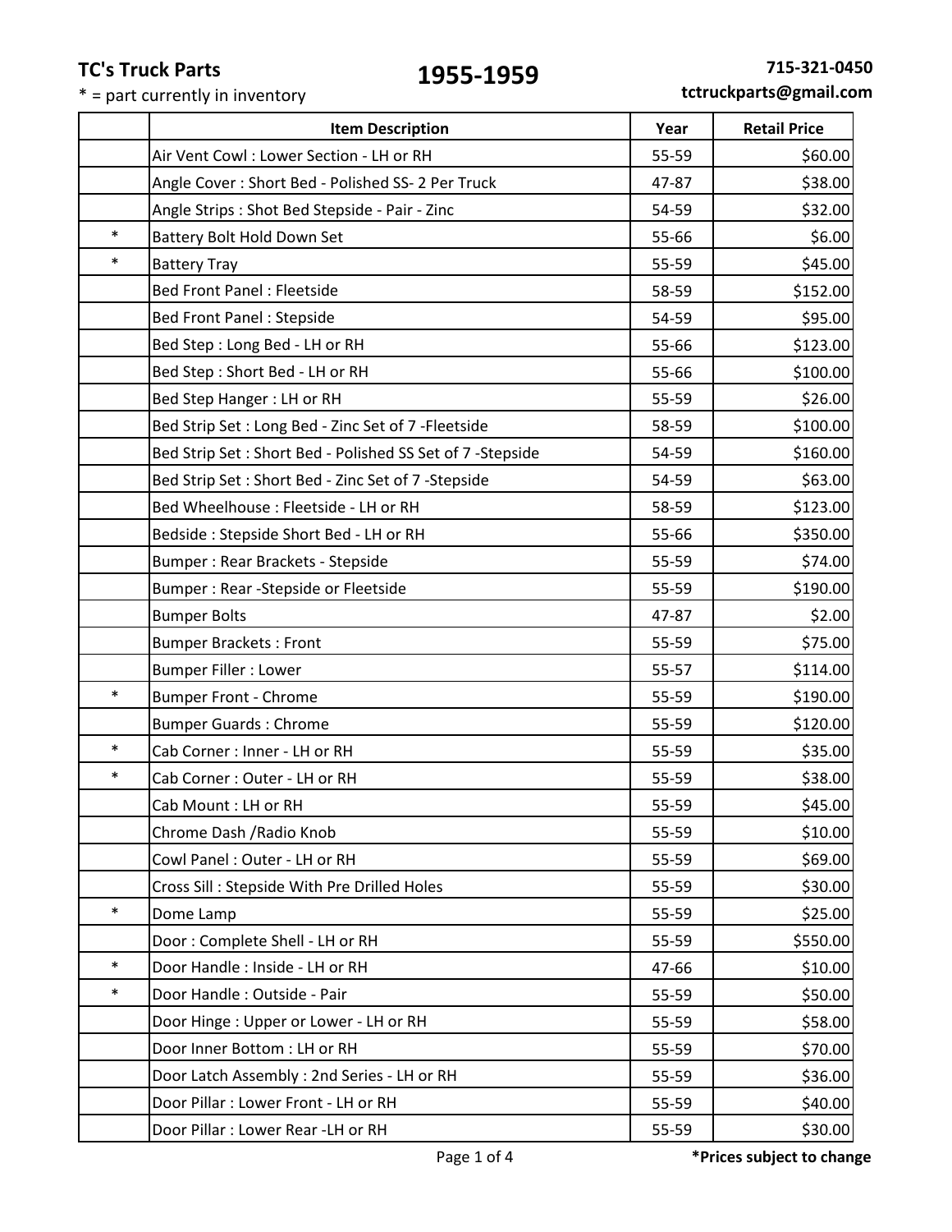**TC's Truck Parts**

* = part currently in inventory

# 1955-1959

**715-321-0450**
**tctruckparts@gmail.com**

| | Item Description | Year | Retail Price |
|---|---|---|---|
| | Air Vent Cowl : Lower Section - LH or RH | 55-59 | $60.00 |
| | Angle Cover : Short Bed - Polished SS- 2 Per Truck | 47-87 | $38.00 |
| | Angle Strips : Shot Bed Stepside - Pair - Zinc | 54-59 | $32.00 |
| * | Battery Bolt Hold Down Set | 55-66 | $6.00 |
| * | Battery Tray | 55-59 | $45.00 |
| | Bed Front Panel : Fleetside | 58-59 | $152.00 |
| | Bed Front Panel : Stepside | 54-59 | $95.00 |
| | Bed Step : Long Bed - LH or RH | 55-66 | $123.00 |
| | Bed Step : Short Bed - LH or RH | 55-66 | $100.00 |
| | Bed Step Hanger : LH or RH | 55-59 | $26.00 |
| | Bed Strip Set : Long Bed - Zinc Set of 7 -Fleetside | 58-59 | $100.00 |
| | Bed Strip Set : Short Bed - Polished SS Set of 7 -Stepside | 54-59 | $160.00 |
| | Bed Strip Set : Short Bed - Zinc Set of 7 -Stepside | 54-59 | $63.00 |
| | Bed Wheelhouse : Fleetside - LH or RH | 58-59 | $123.00 |
| | Bedside : Stepside Short Bed - LH or RH | 55-66 | $350.00 |
| | Bumper : Rear Brackets - Stepside | 55-59 | $74.00 |
| | Bumper : Rear -Stepside or Fleetside | 55-59 | $190.00 |
| | Bumper Bolts | 47-87 | $2.00 |
| | Bumper Brackets : Front | 55-59 | $75.00 |
| | Bumper Filler : Lower | 55-57 | $114.00 |
| * | Bumper Front - Chrome | 55-59 | $190.00 |
| | Bumper Guards : Chrome | 55-59 | $120.00 |
| * | Cab Corner : Inner - LH or RH | 55-59 | $35.00 |
| * | Cab Corner : Outer - LH or RH | 55-59 | $38.00 |
| | Cab Mount : LH or RH | 55-59 | $45.00 |
| | Chrome Dash /Radio Knob | 55-59 | $10.00 |
| | Cowl Panel : Outer - LH or RH | 55-59 | $69.00 |
| | Cross Sill : Stepside With Pre Drilled Holes | 55-59 | $30.00 |
| * | Dome Lamp | 55-59 | $25.00 |
| | Door : Complete Shell - LH or RH | 55-59 | $550.00 |
| * | Door Handle : Inside - LH or RH | 47-66 | $10.00 |
| * | Door Handle : Outside - Pair | 55-59 | $50.00 |
| | Door Hinge : Upper or Lower - LH or RH | 55-59 | $58.00 |
| | Door Inner Bottom : LH or RH | 55-59 | $70.00 |
| | Door Latch Assembly : 2nd Series - LH or RH | 55-59 | $36.00 |
| | Door Pillar : Lower Front - LH or RH | 55-59 | $40.00 |
| | Door Pillar : Lower Rear -LH or RH | 55-59 | $30.00 |

**\*Prices subject to change**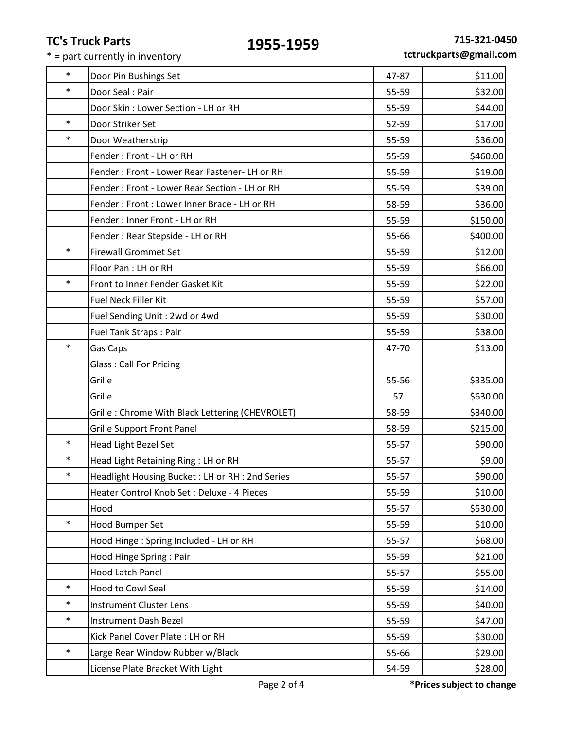**TC's Truck Parts**

# 1955-1959

**715-321-0450**
**tctruckparts@gmail.com**

* = part currently in inventory

| | | | |
|---|---|---|---|
| * | Door Pin Bushings Set | 47-87 | $11.00 |
| * | Door Seal : Pair | 55-59 | $32.00 |
| | Door Skin : Lower Section - LH or RH | 55-59 | $44.00 |
| * | Door Striker Set | 52-59 | $17.00 |
| * | Door Weatherstrip | 55-59 | $36.00 |
| | Fender : Front - LH or RH | 55-59 | $460.00 |
| | Fender : Front - Lower Rear Fastener- LH or RH | 55-59 | $19.00 |
| | Fender : Front - Lower Rear Section - LH or RH | 55-59 | $39.00 |
| | Fender : Front : Lower Inner Brace - LH or RH | 58-59 | $36.00 |
| | Fender : Inner Front - LH or RH | 55-59 | $150.00 |
| | Fender : Rear Stepside - LH or RH | 55-66 | $400.00 |
| * | Firewall Grommet Set | 55-59 | $12.00 |
| | Floor Pan : LH or RH | 55-59 | $66.00 |
| * | Front to Inner Fender Gasket Kit | 55-59 | $22.00 |
| | Fuel Neck Filler Kit | 55-59 | $57.00 |
| | Fuel Sending Unit : 2wd or 4wd | 55-59 | $30.00 |
| | Fuel Tank Straps : Pair | 55-59 | $38.00 |
| * | Gas Caps | 47-70 | $13.00 |
| | Glass : Call For Pricing | | |
| | Grille | 55-56 | $335.00 |
| | Grille | 57 | $630.00 |
| | Grille : Chrome With Black Lettering (CHEVROLET) | 58-59 | $340.00 |
| | Grille Support Front Panel | 58-59 | $215.00 |
| * | Head Light Bezel Set | 55-57 | $90.00 |
| * | Head Light Retaining Ring : LH or RH | 55-57 | $9.00 |
| * | Headlight Housing Bucket : LH or RH : 2nd Series | 55-57 | $90.00 |
| | Heater Control Knob Set : Deluxe - 4 Pieces | 55-59 | $10.00 |
| | Hood | 55-57 | $530.00 |
| * | Hood Bumper Set | 55-59 | $10.00 |
| | Hood Hinge : Spring Included - LH or RH | 55-57 | $68.00 |
| | Hood Hinge Spring : Pair | 55-59 | $21.00 |
| | Hood Latch Panel | 55-57 | $55.00 |
| * | Hood to Cowl Seal | 55-59 | $14.00 |
| * | Instrument Cluster Lens | 55-59 | $40.00 |
| * | Instrument Dash Bezel | 55-59 | $47.00 |
| | Kick Panel Cover Plate : LH or RH | 55-59 | $30.00 |
| * | Large Rear Window Rubber w/Black | 55-66 | $29.00 |
| | License Plate Bracket With Light | 54-59 | $28.00 |

**\*Prices subject to change**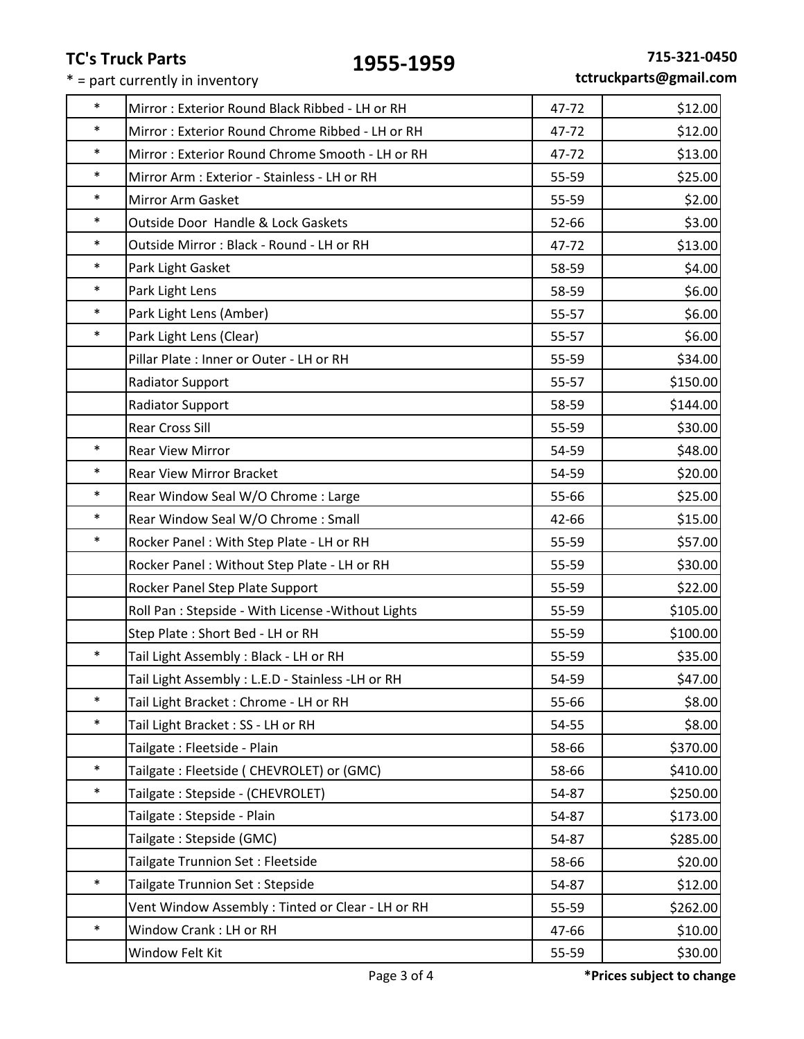**TC's Truck Parts**

\* = part currently in inventory

# 1955-1959

**715-321-0450**
**tctruckparts@gmail.com**

| | | | |
|---|---|---|---|
| * | Mirror : Exterior Round Black Ribbed - LH or RH | 47-72 | $12.00 |
| * | Mirror : Exterior Round Chrome Ribbed - LH or RH | 47-72 | $12.00 |
| * | Mirror : Exterior Round Chrome Smooth - LH or RH | 47-72 | $13.00 |
| * | Mirror Arm : Exterior - Stainless - LH or RH | 55-59 | $25.00 |
| * | Mirror Arm Gasket | 55-59 | $2.00 |
| * | Outside Door Handle & Lock Gaskets | 52-66 | $3.00 |
| * | Outside Mirror : Black - Round - LH or RH | 47-72 | $13.00 |
| * | Park Light Gasket | 58-59 | $4.00 |
| * | Park Light Lens | 58-59 | $6.00 |
| * | Park Light Lens (Amber) | 55-57 | $6.00 |
| * | Park Light Lens (Clear) | 55-57 | $6.00 |
| | Pillar Plate : Inner or Outer - LH or RH | 55-59 | $34.00 |
| | Radiator Support | 55-57 | $150.00 |
| | Radiator Support | 58-59 | $144.00 |
| | Rear Cross Sill | 55-59 | $30.00 |
| * | Rear View Mirror | 54-59 | $48.00 |
| * | Rear View Mirror Bracket | 54-59 | $20.00 |
| * | Rear Window Seal W/O Chrome : Large | 55-66 | $25.00 |
| * | Rear Window Seal W/O Chrome : Small | 42-66 | $15.00 |
| * | Rocker Panel : With Step Plate - LH or RH | 55-59 | $57.00 |
| | Rocker Panel : Without Step Plate - LH or RH | 55-59 | $30.00 |
| | Rocker Panel Step Plate Support | 55-59 | $22.00 |
| | Roll Pan : Stepside - With License -Without Lights | 55-59 | $105.00 |
| | Step Plate : Short Bed - LH or RH | 55-59 | $100.00 |
| * | Tail Light Assembly : Black - LH or RH | 55-59 | $35.00 |
| | Tail Light Assembly : L.E.D - Stainless -LH or RH | 54-59 | $47.00 |
| * | Tail Light Bracket : Chrome - LH or RH | 55-66 | $8.00 |
| * | Tail Light Bracket : SS - LH or RH | 54-55 | $8.00 |
| | Tailgate : Fleetside - Plain | 58-66 | $370.00 |
| * | Tailgate : Fleetside ( CHEVROLET) or (GMC) | 58-66 | $410.00 |
| * | Tailgate : Stepside - (CHEVROLET) | 54-87 | $250.00 |
| | Tailgate : Stepside - Plain | 54-87 | $173.00 |
| | Tailgate : Stepside (GMC) | 54-87 | $285.00 |
| | Tailgate Trunnion Set : Fleetside | 58-66 | $20.00 |
| * | Tailgate Trunnion Set : Stepside | 54-87 | $12.00 |
| | Vent Window Assembly : Tinted or Clear - LH or RH | 55-59 | $262.00 |
| * | Window Crank : LH or RH | 47-66 | $10.00 |
| | Window Felt Kit | 55-59 | $30.00 |

**\*Prices subject to change**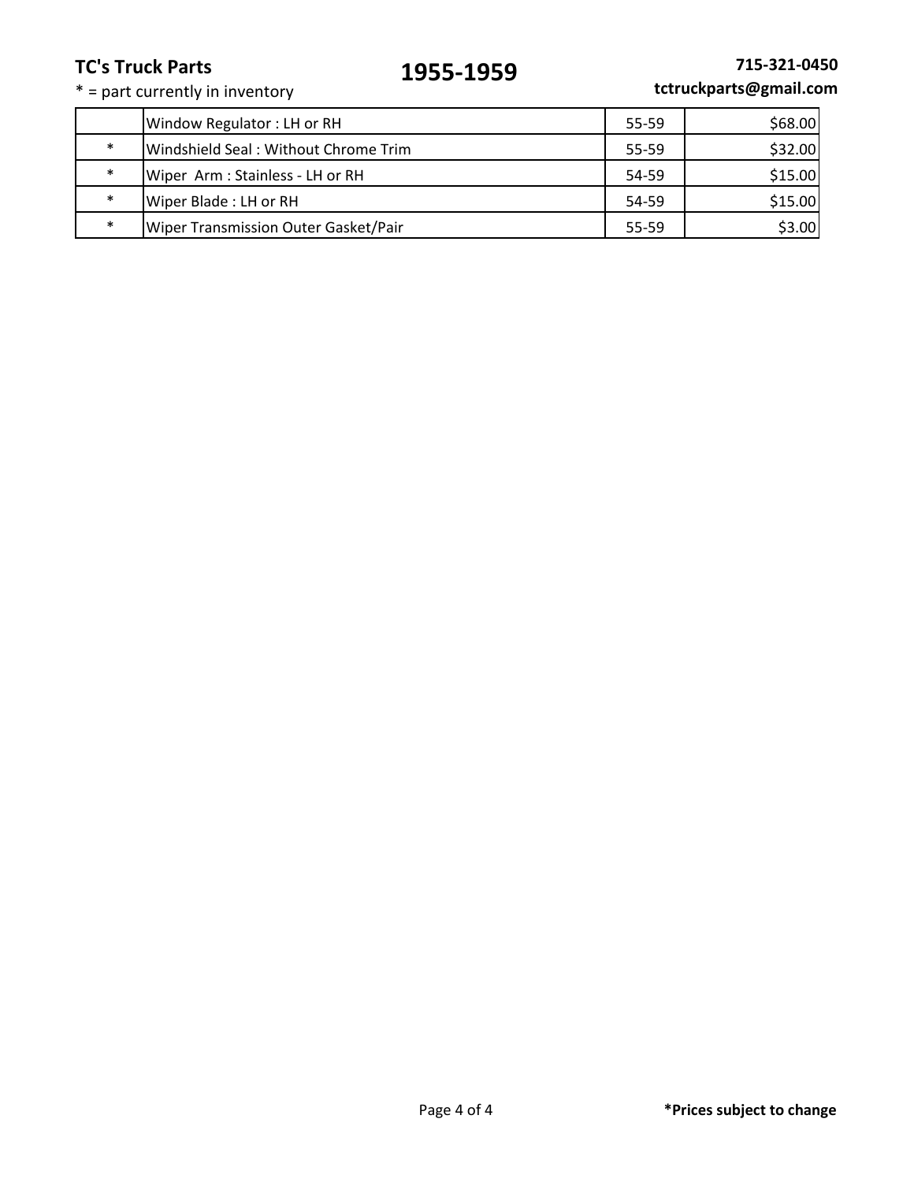TC's Truck Parts

* = part currently in inventory

# 1955-1959

715-321-0450
tctruckparts@gmail.com

| | | | |
|---|---|---|---|
| | Window Regulator : LH or RH | 55-59 | $68.00 |
| * | Windshield Seal : Without Chrome Trim | 55-59 | $32.00 |
| * | Wiper Arm : Stainless - LH or RH | 54-59 | $15.00 |
| * | Wiper Blade : LH or RH | 54-59 | $15.00 |
| * | Wiper Transmission Outer Gasket/Pair | 55-59 | $3.00 |

***Prices subject to change**